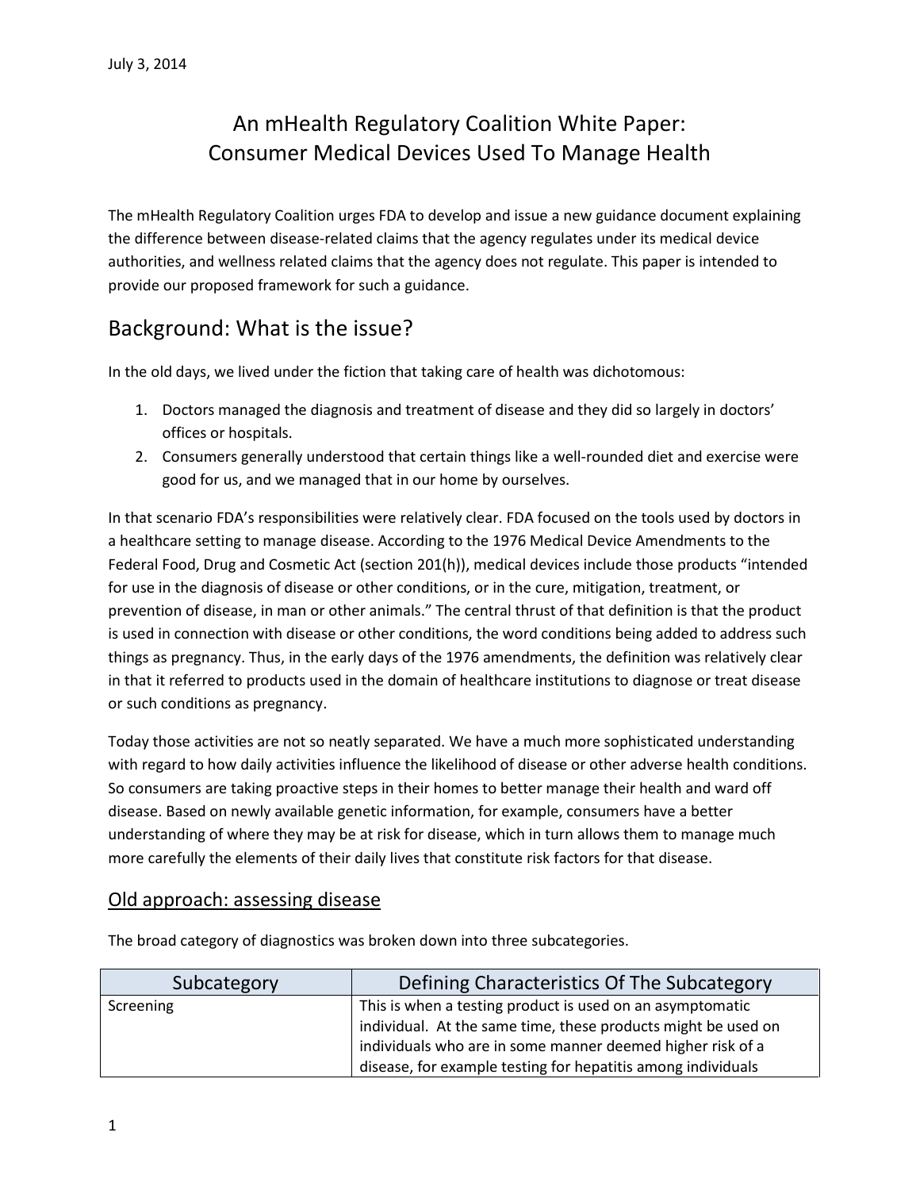July 3, 2014

# An mHealth Regulatory Coalition White Paper: Consumer Medical Devices Used To Manage Health

The mHealth Regulatory Coalition urges FDA to develop and issue a new guidance document explaining the difference between disease-related claims that the agency regulates under its medical device authorities, and wellness related claims that the agency does not regulate. This paper is intended to provide our proposed framework for such a guidance.

## Background: What is the issue?

In the old days, we lived under the fiction that taking care of health was dichotomous:

1. Doctors managed the diagnosis and treatment of disease and they did so largely in doctors' offices or hospitals.
2. Consumers generally understood that certain things like a well-rounded diet and exercise were good for us, and we managed that in our home by ourselves.

In that scenario FDA's responsibilities were relatively clear. FDA focused on the tools used by doctors in a healthcare setting to manage disease. According to the 1976 Medical Device Amendments to the Federal Food, Drug and Cosmetic Act (section 201(h)), medical devices include those products "intended for use in the diagnosis of disease or other conditions, or in the cure, mitigation, treatment, or prevention of disease, in man or other animals." The central thrust of that definition is that the product is used in connection with disease or other conditions, the word conditions being added to address such things as pregnancy. Thus, in the early days of the 1976 amendments, the definition was relatively clear in that it referred to products used in the domain of healthcare institutions to diagnose or treat disease or such conditions as pregnancy.

Today those activities are not so neatly separated. We have a much more sophisticated understanding with regard to how daily activities influence the likelihood of disease or other adverse health conditions. So consumers are taking proactive steps in their homes to better manage their health and ward off disease. Based on newly available genetic information, for example, consumers have a better understanding of where they may be at risk for disease, which in turn allows them to manage much more carefully the elements of their daily lives that constitute risk factors for that disease.

### Old approach: assessing disease

The broad category of diagnostics was broken down into three subcategories.

| Subcategory | Defining Characteristics Of The Subcategory |
| --- | --- |
| Screening | This is when a testing product is used on an asymptomatic individual. At the same time, these products might be used on individuals who are in some manner deemed higher risk of a disease, for example testing for hepatitis among individuals |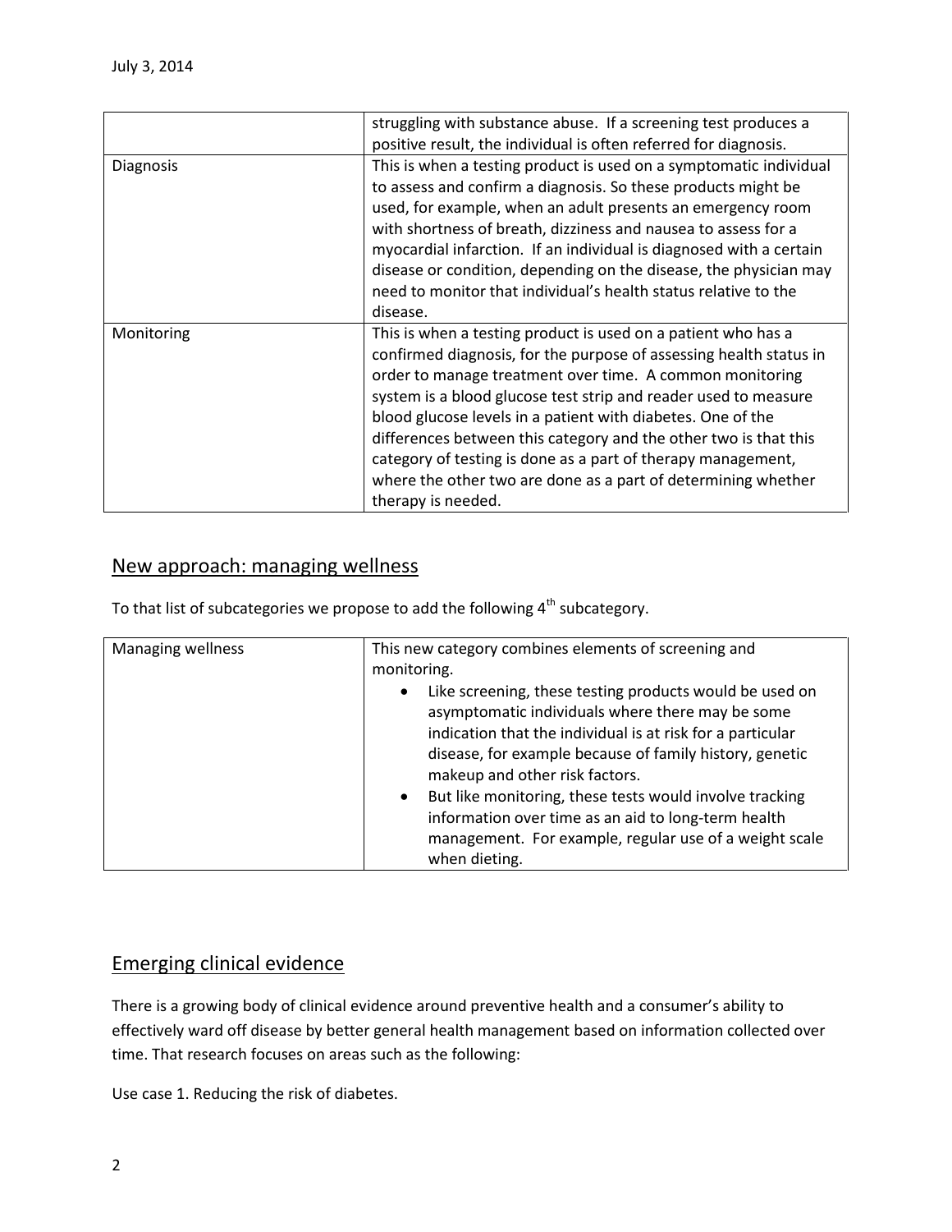| | |
|---|---|
| | struggling with substance abuse. If a screening test produces a positive result, the individual is often referred for diagnosis. |
| Diagnosis | This is when a testing product is used on a symptomatic individual to assess and confirm a diagnosis. So these products might be used, for example, when an adult presents an emergency room with shortness of breath, dizziness and nausea to assess for a myocardial infarction. If an individual is diagnosed with a certain disease or condition, depending on the disease, the physician may need to monitor that individual's health status relative to the disease. |
| Monitoring | This is when a testing product is used on a patient who has a confirmed diagnosis, for the purpose of assessing health status in order to manage treatment over time. A common monitoring system is a blood glucose test strip and reader used to measure blood glucose levels in a patient with diabetes. One of the differences between this category and the other two is that this category of testing is done as a part of therapy management, where the other two are done as a part of determining whether therapy is needed. |

## New approach: managing wellness

To that list of subcategories we propose to add the following 4th subcategory.

| | |
|---|---|
| Managing wellness | This new category combines elements of screening and monitoring. <br>• Like screening, these testing products would be used on asymptomatic individuals where there may be some indication that the individual is at risk for a particular disease, for example because of family history, genetic makeup and other risk factors. <br>• But like monitoring, these tests would involve tracking information over time as an aid to long-term health management. For example, regular use of a weight scale when dieting. |

## Emerging clinical evidence

There is a growing body of clinical evidence around preventive health and a consumer's ability to effectively ward off disease by better general health management based on information collected over time. That research focuses on areas such as the following:

Use case 1. Reducing the risk of diabetes.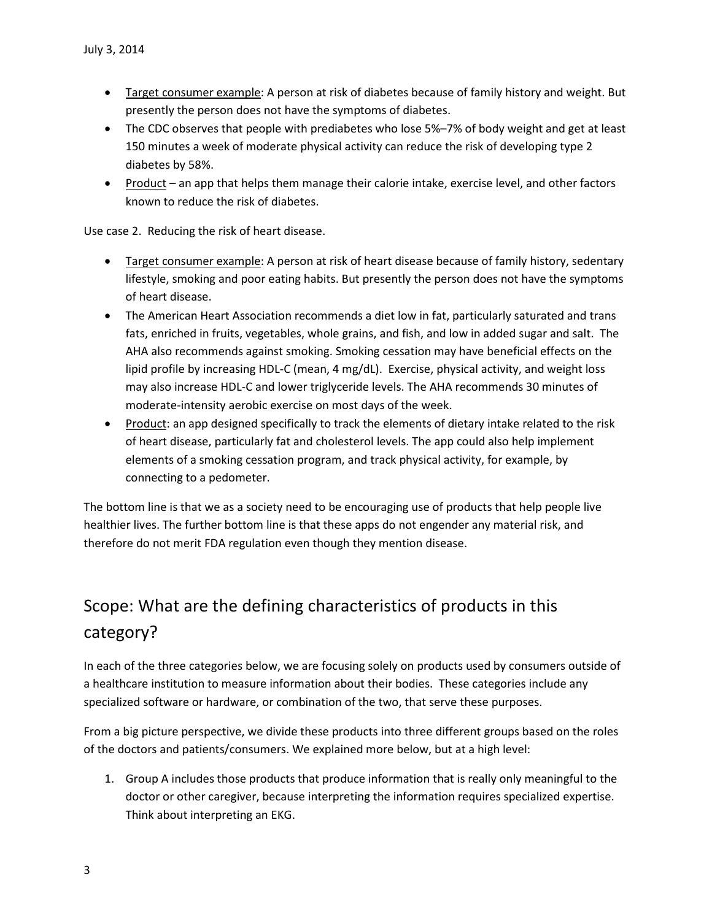- Target consumer example: A person at risk of diabetes because of family history and weight. But presently the person does not have the symptoms of diabetes.
- The CDC observes that people with prediabetes who lose 5%–7% of body weight and get at least 150 minutes a week of moderate physical activity can reduce the risk of developing type 2 diabetes by 58%.
- Product – an app that helps them manage their calorie intake, exercise level, and other factors known to reduce the risk of diabetes.

Use case 2. Reducing the risk of heart disease.

- Target consumer example: A person at risk of heart disease because of family history, sedentary lifestyle, smoking and poor eating habits. But presently the person does not have the symptoms of heart disease.
- The American Heart Association recommends a diet low in fat, particularly saturated and trans fats, enriched in fruits, vegetables, whole grains, and fish, and low in added sugar and salt. The AHA also recommends against smoking. Smoking cessation may have beneficial effects on the lipid profile by increasing HDL-C (mean, 4 mg/dL). Exercise, physical activity, and weight loss may also increase HDL-C and lower triglyceride levels. The AHA recommends 30 minutes of moderate-intensity aerobic exercise on most days of the week.
- Product: an app designed specifically to track the elements of dietary intake related to the risk of heart disease, particularly fat and cholesterol levels. The app could also help implement elements of a smoking cessation program, and track physical activity, for example, by connecting to a pedometer.

The bottom line is that we as a society need to be encouraging use of products that help people live healthier lives. The further bottom line is that these apps do not engender any material risk, and therefore do not merit FDA regulation even though they mention disease.

## Scope: What are the defining characteristics of products in this category?

In each of the three categories below, we are focusing solely on products used by consumers outside of a healthcare institution to measure information about their bodies. These categories include any specialized software or hardware, or combination of the two, that serve these purposes.

From a big picture perspective, we divide these products into three different groups based on the roles of the doctors and patients/consumers. We explained more below, but at a high level:

1. Group A includes those products that produce information that is really only meaningful to the doctor or other caregiver, because interpreting the information requires specialized expertise. Think about interpreting an EKG.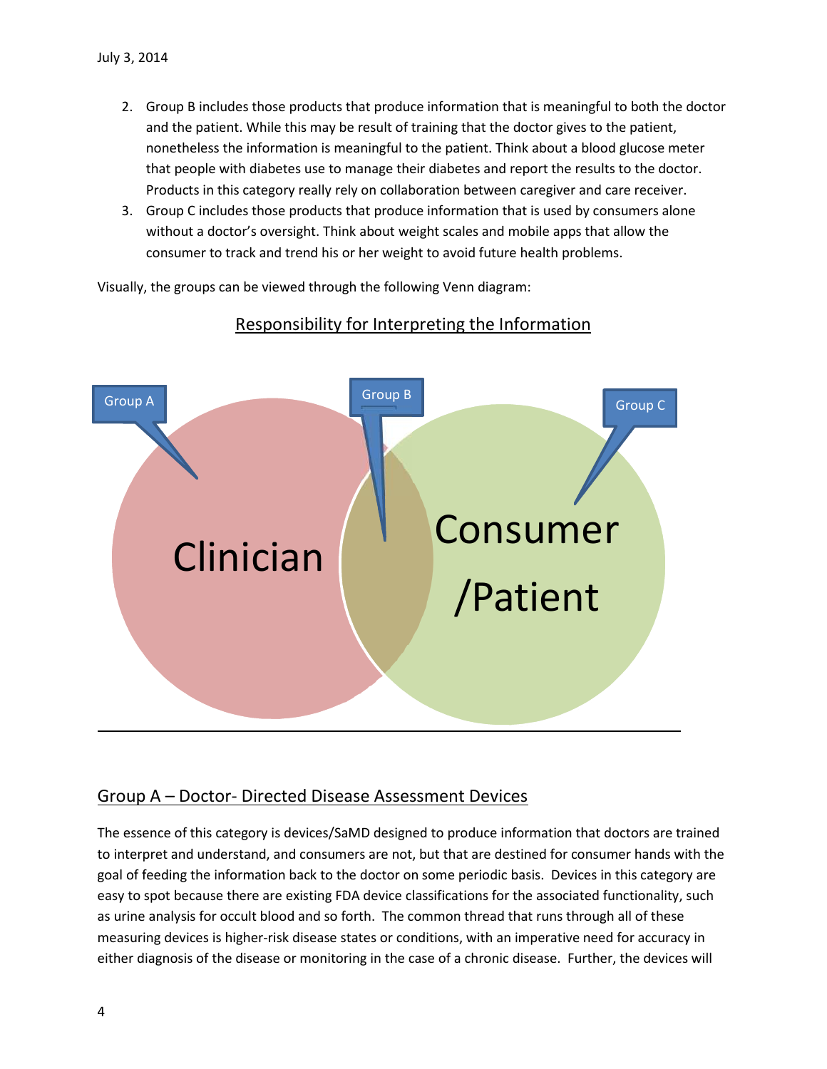2. Group B includes those products that produce information that is meaningful to both the doctor and the patient. While this may be result of training that the doctor gives to the patient, nonetheless the information is meaningful to the patient. Think about a blood glucose meter that people with diabetes use to manage their diabetes and report the results to the doctor. Products in this category really rely on collaboration between caregiver and care receiver.
3. Group C includes those products that produce information that is used by consumers alone without a doctor's oversight. Think about weight scales and mobile apps that allow the consumer to track and trend his or her weight to avoid future health problems.

Visually, the groups can be viewed through the following Venn diagram:

Responsibility for Interpreting the Information

Group A

Group B

Group C

Clinician

Consumer /Patient

## Group A – Doctor- Directed Disease Assessment Devices

The essence of this category is devices/SaMD designed to produce information that doctors are trained to interpret and understand, and consumers are not, but that are destined for consumer hands with the goal of feeding the information back to the doctor on some periodic basis. Devices in this category are easy to spot because there are existing FDA device classifications for the associated functionality, such as urine analysis for occult blood and so forth. The common thread that runs through all of these measuring devices is higher-risk disease states or conditions, with an imperative need for accuracy in either diagnosis of the disease or monitoring in the case of a chronic disease. Further, the devices will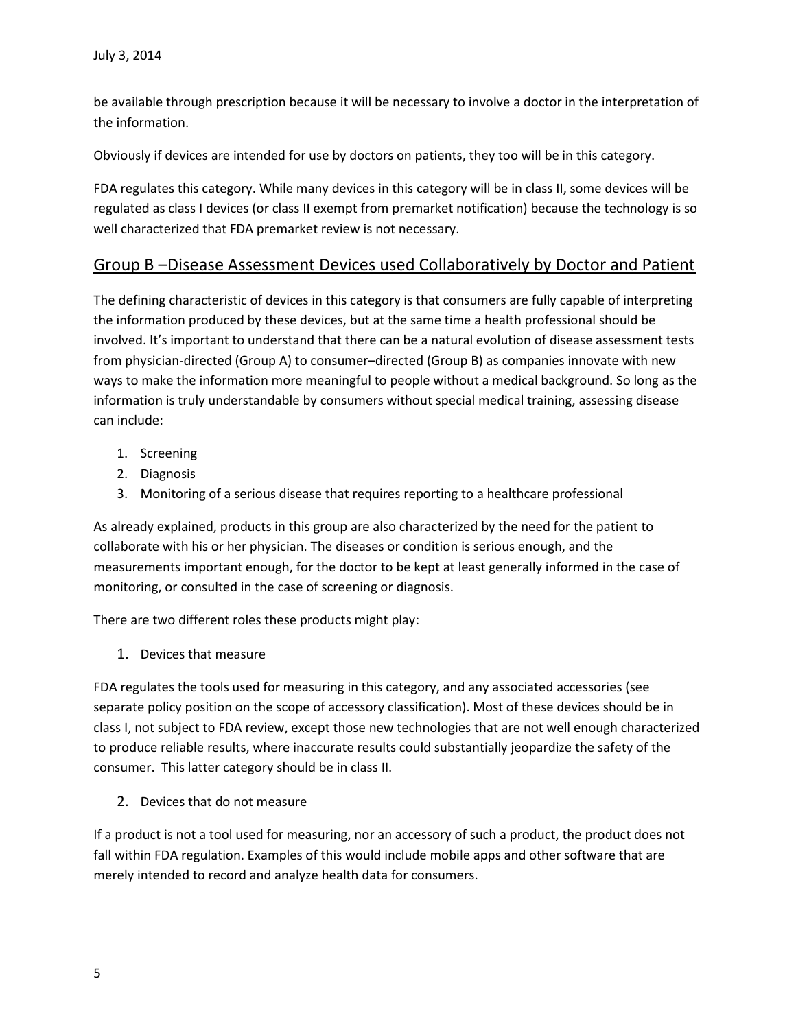be available through prescription because it will be necessary to involve a doctor in the interpretation of the information.

Obviously if devices are intended for use by doctors on patients, they too will be in this category.

FDA regulates this category. While many devices in this category will be in class II, some devices will be regulated as class I devices (or class II exempt from premarket notification) because the technology is so well characterized that FDA premarket review is not necessary.

## Group B –Disease Assessment Devices used Collaboratively by Doctor and Patient

The defining characteristic of devices in this category is that consumers are fully capable of interpreting the information produced by these devices, but at the same time a health professional should be involved. It's important to understand that there can be a natural evolution of disease assessment tests from physician-directed (Group A) to consumer–directed (Group B) as companies innovate with new ways to make the information more meaningful to people without a medical background. So long as the information is truly understandable by consumers without special medical training, assessing disease can include:

1. Screening
2. Diagnosis
3. Monitoring of a serious disease that requires reporting to a healthcare professional

As already explained, products in this group are also characterized by the need for the patient to collaborate with his or her physician. The diseases or condition is serious enough, and the measurements important enough, for the doctor to be kept at least generally informed in the case of monitoring, or consulted in the case of screening or diagnosis.

There are two different roles these products might play:

1. Devices that measure

FDA regulates the tools used for measuring in this category, and any associated accessories (see separate policy position on the scope of accessory classification). Most of these devices should be in class I, not subject to FDA review, except those new technologies that are not well enough characterized to produce reliable results, where inaccurate results could substantially jeopardize the safety of the consumer. This latter category should be in class II.

2. Devices that do not measure

If a product is not a tool used for measuring, nor an accessory of such a product, the product does not fall within FDA regulation. Examples of this would include mobile apps and other software that are merely intended to record and analyze health data for consumers.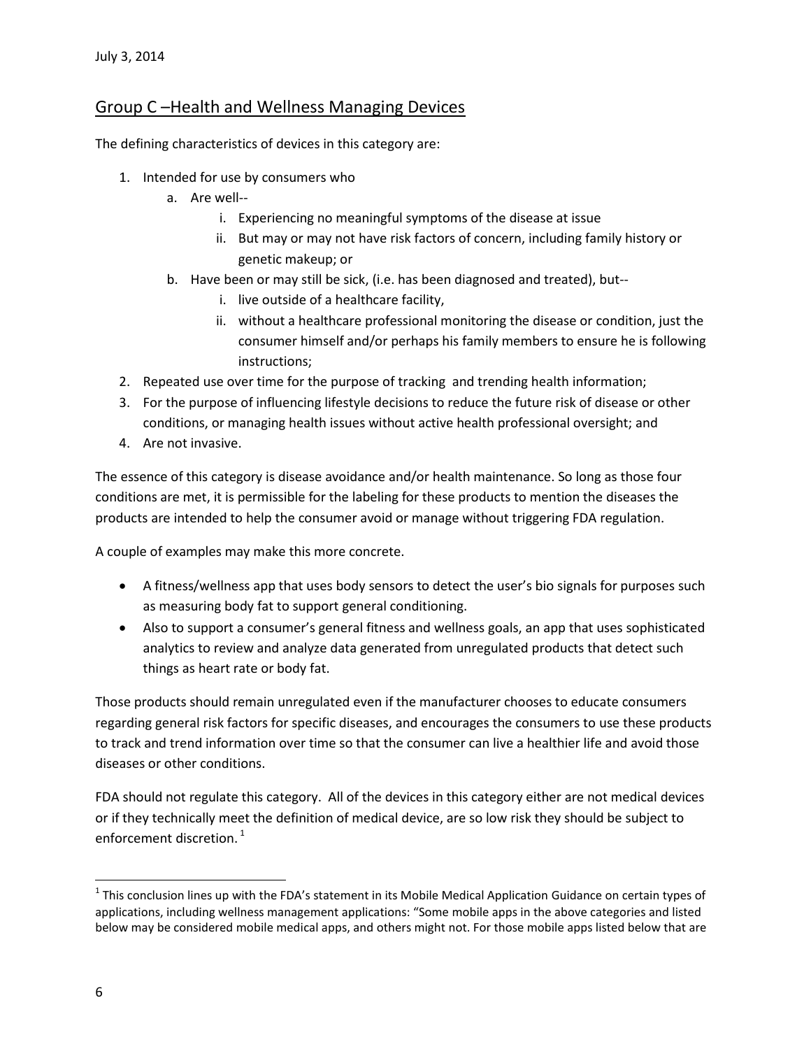## Group C –Health and Wellness Managing Devices

The defining characteristics of devices in this category are:

1. Intended for use by consumers who
   a. Are well--
      i. Experiencing no meaningful symptoms of the disease at issue
      ii. But may or may not have risk factors of concern, including family history or genetic makeup; or
   b. Have been or may still be sick, (i.e. has been diagnosed and treated), but--
      i. live outside of a healthcare facility,
      ii. without a healthcare professional monitoring the disease or condition, just the consumer himself and/or perhaps his family members to ensure he is following instructions;
2. Repeated use over time for the purpose of tracking and trending health information;
3. For the purpose of influencing lifestyle decisions to reduce the future risk of disease or other conditions, or managing health issues without active health professional oversight; and
4. Are not invasive.

The essence of this category is disease avoidance and/or health maintenance. So long as those four conditions are met, it is permissible for the labeling for these products to mention the diseases the products are intended to help the consumer avoid or manage without triggering FDA regulation.

A couple of examples may make this more concrete.

- A fitness/wellness app that uses body sensors to detect the user's bio signals for purposes such as measuring body fat to support general conditioning.
- Also to support a consumer's general fitness and wellness goals, an app that uses sophisticated analytics to review and analyze data generated from unregulated products that detect such things as heart rate or body fat.

Those products should remain unregulated even if the manufacturer chooses to educate consumers regarding general risk factors for specific diseases, and encourages the consumers to use these products to track and trend information over time so that the consumer can live a healthier life and avoid those diseases or other conditions.

FDA should not regulate this category. All of the devices in this category either are not medical devices or if they technically meet the definition of medical device, are so low risk they should be subject to enforcement discretion.[1]

---

[1] This conclusion lines up with the FDA's statement in its Mobile Medical Application Guidance on certain types of applications, including wellness management applications: "Some mobile apps in the above categories and listed below may be considered mobile medical apps, and others might not. For those mobile apps listed below that are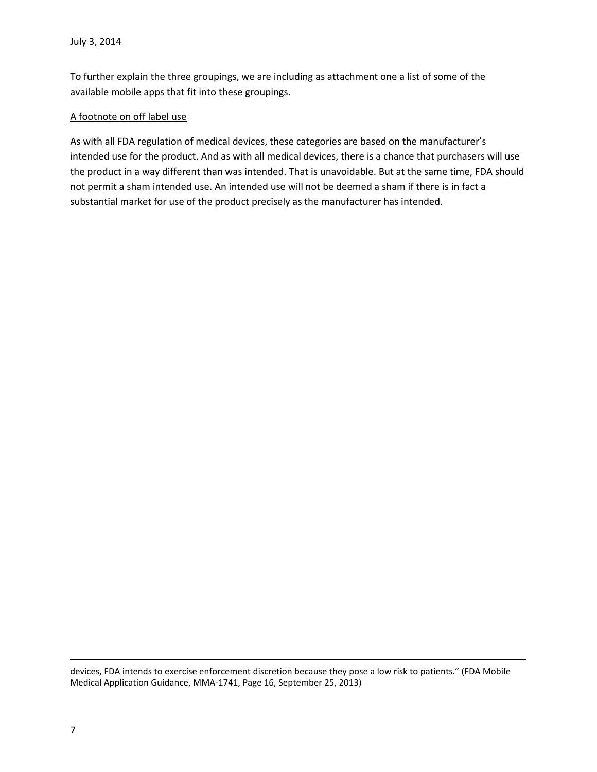To further explain the three groupings, we are including as attachment one a list of some of the available mobile apps that fit into these groupings.

A footnote on off label use

As with all FDA regulation of medical devices, these categories are based on the manufacturer's intended use for the product. And as with all medical devices, there is a chance that purchasers will use the product in a way different than was intended. That is unavoidable. But at the same time, FDA should not permit a sham intended use. An intended use will not be deemed a sham if there is in fact a substantial market for use of the product precisely as the manufacturer has intended.

---

devices, FDA intends to exercise enforcement discretion because they pose a low risk to patients." (FDA Mobile Medical Application Guidance, MMA-1741, Page 16, September 25, 2013)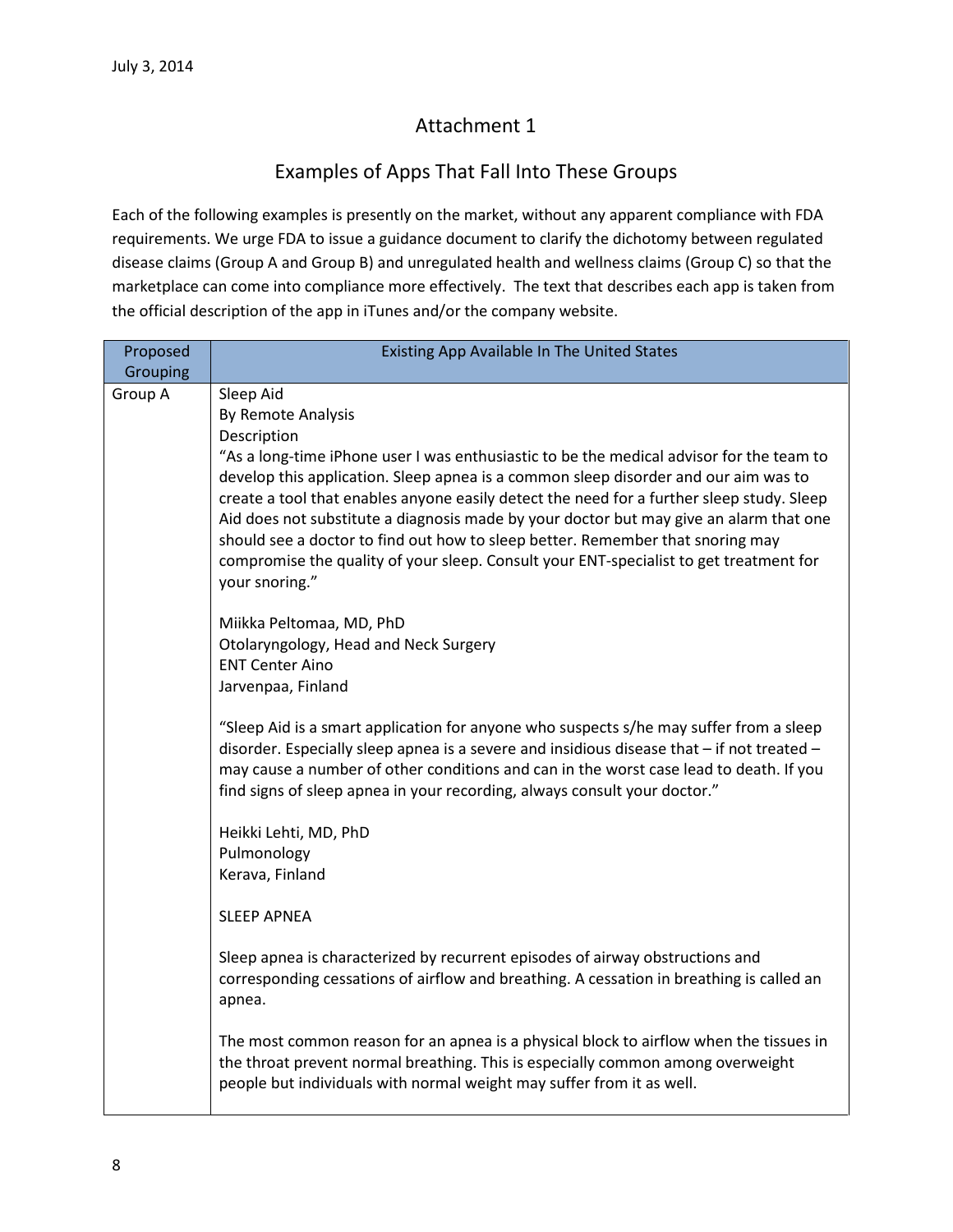July 3, 2014

## Attachment 1

### Examples of Apps That Fall Into These Groups

Each of the following examples is presently on the market, without any apparent compliance with FDA requirements. We urge FDA to issue a guidance document to clarify the dichotomy between regulated disease claims (Group A and Group B) and unregulated health and wellness claims (Group C) so that the marketplace can come into compliance more effectively. The text that describes each app is taken from the official description of the app in iTunes and/or the company website.

| Proposed Grouping | Existing App Available In The United States |
|---|---|
| Group A | Sleep Aid<br>By Remote Analysis<br>Description<br>"As a long-time iPhone user I was enthusiastic to be the medical advisor for the team to develop this application. Sleep apnea is a common sleep disorder and our aim was to create a tool that enables anyone easily detect the need for a further sleep study. Sleep Aid does not substitute a diagnosis made by your doctor but may give an alarm that one should see a doctor to find out how to sleep better. Remember that snoring may compromise the quality of your sleep. Consult your ENT-specialist to get treatment for your snoring."<br><br>Miikka Peltomaa, MD, PhD<br>Otolaryngology, Head and Neck Surgery<br>ENT Center Aino<br>Jarvenpaa, Finland<br><br>"Sleep Aid is a smart application for anyone who suspects s/he may suffer from a sleep disorder. Especially sleep apnea is a severe and insidious disease that – if not treated – may cause a number of other conditions and can in the worst case lead to death. If you find signs of sleep apnea in your recording, always consult your doctor."<br><br>Heikki Lehti, MD, PhD<br>Pulmonology<br>Kerava, Finland<br><br>SLEEP APNEA<br><br>Sleep apnea is characterized by recurrent episodes of airway obstructions and corresponding cessations of airflow and breathing. A cessation in breathing is called an apnea.<br><br>The most common reason for an apnea is a physical block to airflow when the tissues in the throat prevent normal breathing. This is especially common among overweight people but individuals with normal weight may suffer from it as well. |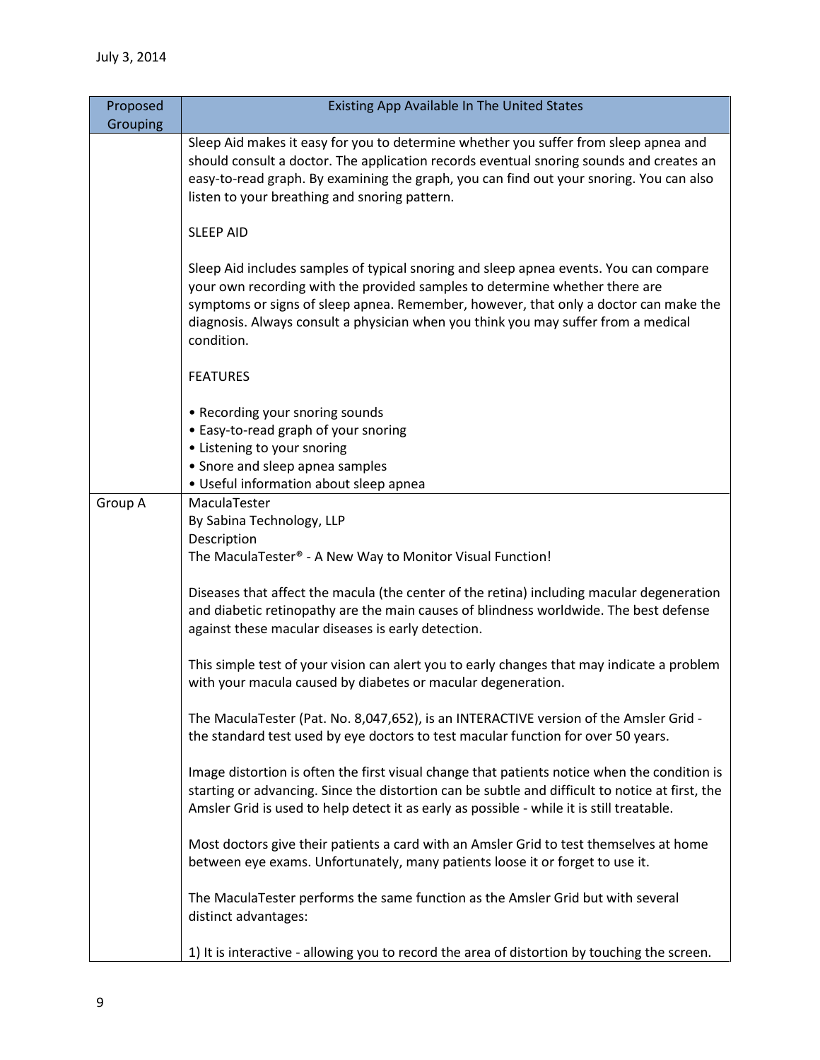| Proposed Grouping | Existing App Available In The United States |
|---|---|
| | Sleep Aid makes it easy for you to determine whether you suffer from sleep apnea and should consult a doctor. The application records eventual snoring sounds and creates an easy-to-read graph. By examining the graph, you can find out your snoring. You can also listen to your breathing and snoring pattern.<br><br>SLEEP AID<br><br>Sleep Aid includes samples of typical snoring and sleep apnea events. You can compare your own recording with the provided samples to determine whether there are symptoms or signs of sleep apnea. Remember, however, that only a doctor can make the diagnosis. Always consult a physician when you think you may suffer from a medical condition.<br><br>FEATURES<br><br>• Recording your snoring sounds<br>• Easy-to-read graph of your snoring<br>• Listening to your snoring<br>• Snore and sleep apnea samples<br>• Useful information about sleep apnea |
| Group A | MaculaTester<br>By Sabina Technology, LLP<br>Description<br>The MaculaTester® - A New Way to Monitor Visual Function!<br><br>Diseases that affect the macula (the center of the retina) including macular degeneration and diabetic retinopathy are the main causes of blindness worldwide. The best defense against these macular diseases is early detection.<br><br>This simple test of your vision can alert you to early changes that may indicate a problem with your macula caused by diabetes or macular degeneration.<br><br>The MaculaTester (Pat. No. 8,047,652), is an INTERACTIVE version of the Amsler Grid - the standard test used by eye doctors to test macular function for over 50 years.<br><br>Image distortion is often the first visual change that patients notice when the condition is starting or advancing. Since the distortion can be subtle and difficult to notice at first, the Amsler Grid is used to help detect it as early as possible - while it is still treatable.<br><br>Most doctors give their patients a card with an Amsler Grid to test themselves at home between eye exams. Unfortunately, many patients loose it or forget to use it.<br><br>The MaculaTester performs the same function as the Amsler Grid but with several distinct advantages:<br><br>1) It is interactive - allowing you to record the area of distortion by touching the screen. |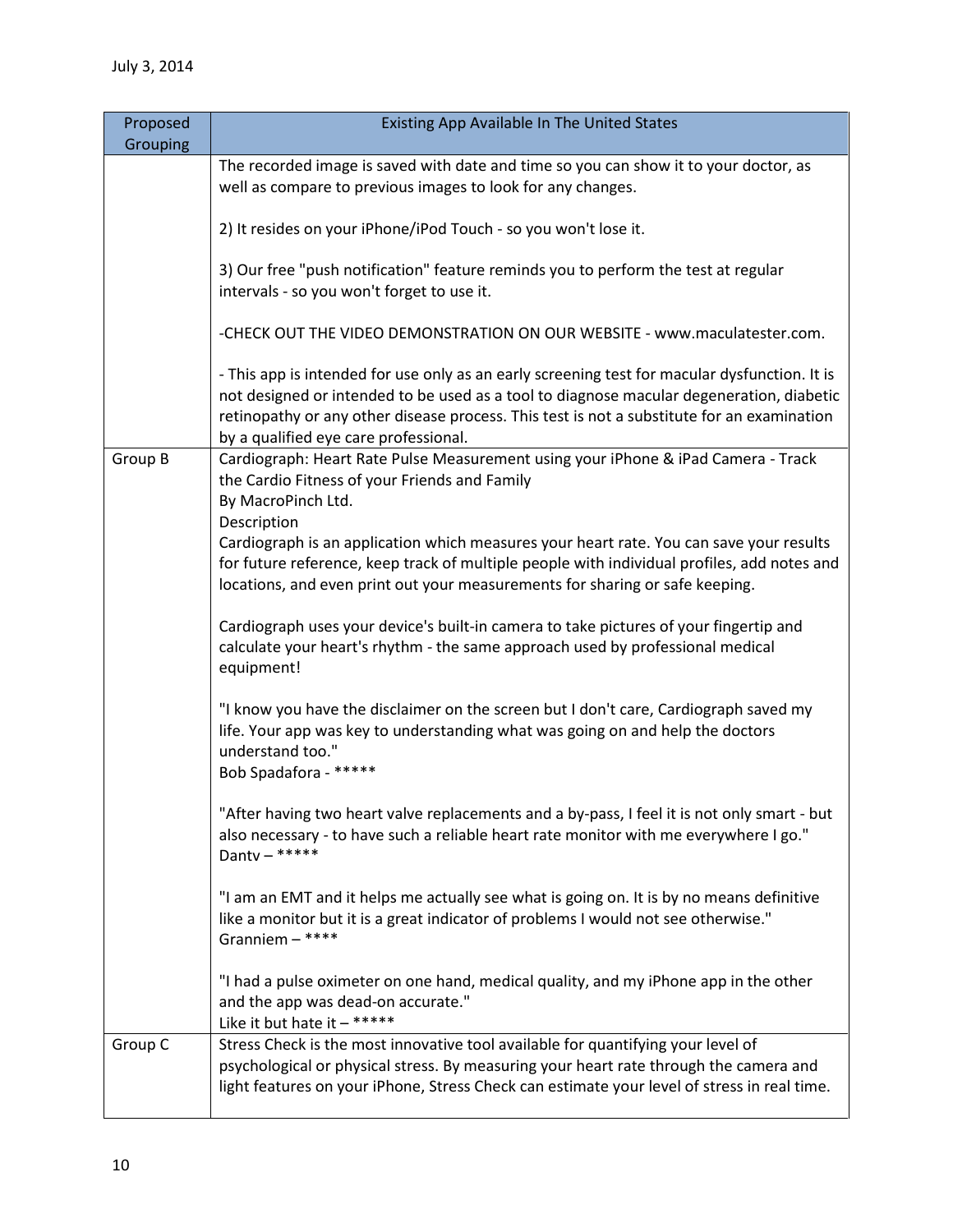July 3, 2014

| Proposed Grouping | Existing App Available In The United States |
|---|---|
| | The recorded image is saved with date and time so you can show it to your doctor, as well as compare to previous images to look for any changes.<br><br>2) It resides on your iPhone/iPod Touch - so you won't lose it.<br><br>3) Our free "push notification" feature reminds you to perform the test at regular intervals - so you won't forget to use it.<br><br>-CHECK OUT THE VIDEO DEMONSTRATION ON OUR WEBSITE - www.maculatester.com.<br><br>- This app is intended for use only as an early screening test for macular dysfunction. It is not designed or intended to be used as a tool to diagnose macular degeneration, diabetic retinopathy or any other disease process. This test is not a substitute for an examination by a qualified eye care professional. |
| Group B | Cardiograph: Heart Rate Pulse Measurement using your iPhone & iPad Camera - Track the Cardio Fitness of your Friends and Family<br>By MacroPinch Ltd.<br>Description<br>Cardiograph is an application which measures your heart rate. You can save your results for future reference, keep track of multiple people with individual profiles, add notes and locations, and even print out your measurements for sharing or safe keeping.<br><br>Cardiograph uses your device's built-in camera to take pictures of your fingertip and calculate your heart's rhythm - the same approach used by professional medical equipment!<br><br>"I know you have the disclaimer on the screen but I don't care, Cardiograph saved my life. Your app was key to understanding what was going on and help the doctors understand too."<br>Bob Spadafora - *****<br><br>"After having two heart valve replacements and a by-pass, I feel it is not only smart - but also necessary - to have such a reliable heart rate monitor with me everywhere I go."<br>Dantv – *****<br><br>"I am an EMT and it helps me actually see what is going on. It is by no means definitive like a monitor but it is a great indicator of problems I would not see otherwise."<br>Granniem – ****<br><br>"I had a pulse oximeter on one hand, medical quality, and my iPhone app in the other and the app was dead-on accurate."<br>Like it but hate it – ***** |
| Group C | Stress Check is the most innovative tool available for quantifying your level of psychological or physical stress. By measuring your heart rate through the camera and light features on your iPhone, Stress Check can estimate your level of stress in real time. |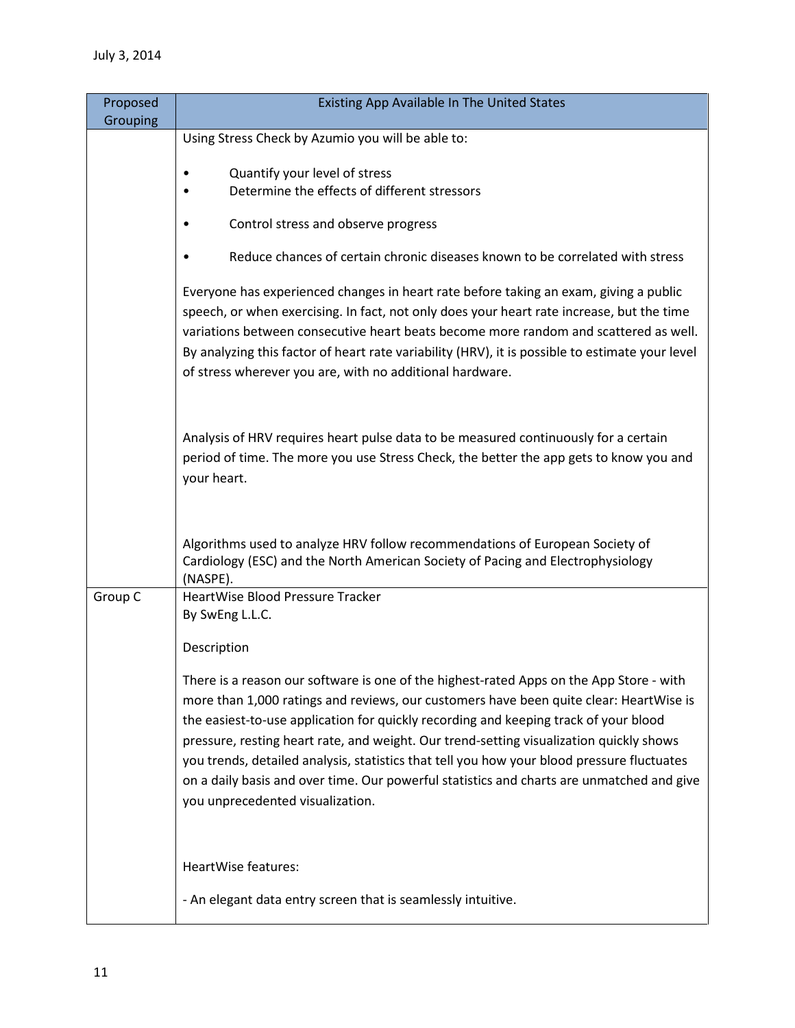| Proposed Grouping | Existing App Available In The United States |
|---|---|
| | Using Stress Check by Azumio you will be able to:<br><br>• Quantify your level of stress<br>• Determine the effects of different stressors<br>• Control stress and observe progress<br>• Reduce chances of certain chronic diseases known to be correlated with stress<br><br>Everyone has experienced changes in heart rate before taking an exam, giving a public speech, or when exercising. In fact, not only does your heart rate increase, but the time variations between consecutive heart beats become more random and scattered as well. By analyzing this factor of heart rate variability (HRV), it is possible to estimate your level of stress wherever you are, with no additional hardware.<br><br>Analysis of HRV requires heart pulse data to be measured continuously for a certain period of time. The more you use Stress Check, the better the app gets to know you and your heart.<br><br>Algorithms used to analyze HRV follow recommendations of European Society of Cardiology (ESC) and the North American Society of Pacing and Electrophysiology (NASPE). |
| Group C | HeartWise Blood Pressure Tracker<br>By SwEng L.L.C.<br><br>Description<br><br>There is a reason our software is one of the highest-rated Apps on the App Store - with more than 1,000 ratings and reviews, our customers have been quite clear: HeartWise is the easiest-to-use application for quickly recording and keeping track of your blood pressure, resting heart rate, and weight. Our trend-setting visualization quickly shows you trends, detailed analysis, statistics that tell you how your blood pressure fluctuates on a daily basis and over time. Our powerful statistics and charts are unmatched and give you unprecedented visualization.<br><br>HeartWise features:<br><br>- An elegant data entry screen that is seamlessly intuitive. |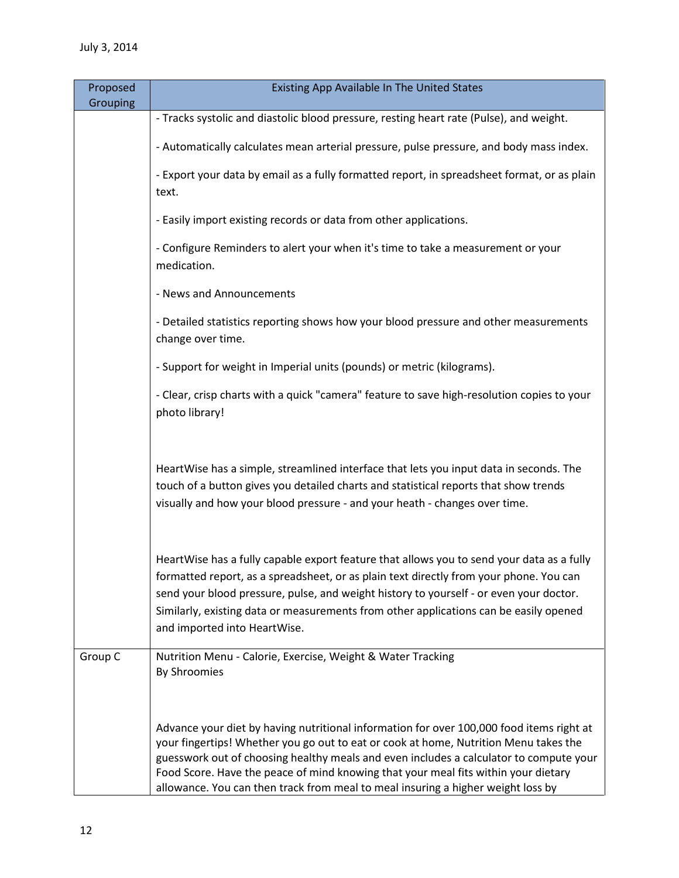| Proposed Grouping | Existing App Available In The United States |
| --- | --- |
| | - Tracks systolic and diastolic blood pressure, resting heart rate (Pulse), and weight.<br><br>- Automatically calculates mean arterial pressure, pulse pressure, and body mass index.<br><br>- Export your data by email as a fully formatted report, in spreadsheet format, or as plain text.<br><br>- Easily import existing records or data from other applications.<br><br>- Configure Reminders to alert your when it's time to take a measurement or your medication.<br><br>- News and Announcements<br><br>- Detailed statistics reporting shows how your blood pressure and other measurements change over time.<br><br>- Support for weight in Imperial units (pounds) or metric (kilograms).<br><br>- Clear, crisp charts with a quick "camera" feature to save high-resolution copies to your photo library!<br><br>HeartWise has a simple, streamlined interface that lets you input data in seconds. The touch of a button gives you detailed charts and statistical reports that show trends visually and how your blood pressure - and your heath - changes over time.<br><br>HeartWise has a fully capable export feature that allows you to send your data as a fully formatted report, as a spreadsheet, or as plain text directly from your phone. You can send your blood pressure, pulse, and weight history to yourself - or even your doctor. Similarly, existing data or measurements from other applications can be easily opened and imported into HeartWise. |
| Group C | Nutrition Menu - Calorie, Exercise, Weight & Water Tracking<br>By Shroomies<br><br>Advance your diet by having nutritional information for over 100,000 food items right at your fingertips! Whether you go out to eat or cook at home, Nutrition Menu takes the guesswork out of choosing healthy meals and even includes a calculator to compute your Food Score. Have the peace of mind knowing that your meal fits within your dietary allowance. You can then track from meal to meal insuring a higher weight loss by |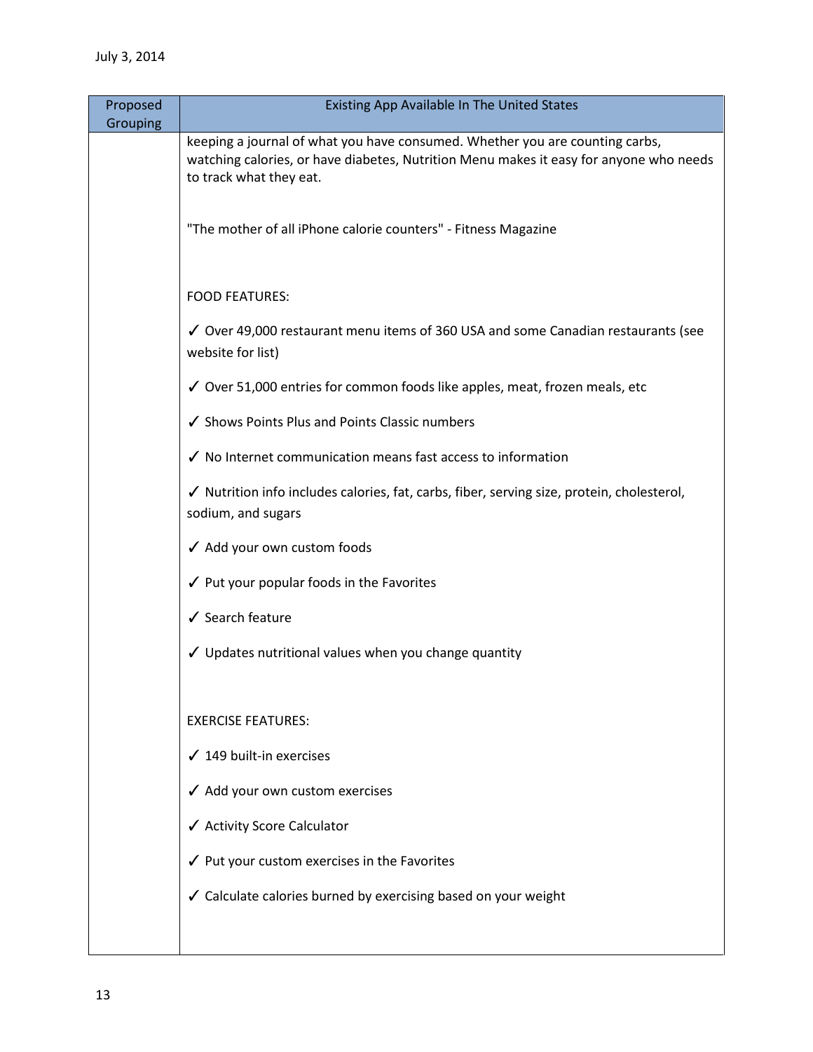| Proposed Grouping | Existing App Available In The United States |
|---|---|
| | keeping a journal of what you have consumed. Whether you are counting carbs, watching calories, or have diabetes, Nutrition Menu makes it easy for anyone who needs to track what they eat.<br><br>"The mother of all iPhone calorie counters" - Fitness Magazine<br><br>FOOD FEATURES:<br><br>✓ Over 49,000 restaurant menu items of 360 USA and some Canadian restaurants (see website for list)<br><br>✓ Over 51,000 entries for common foods like apples, meat, frozen meals, etc<br><br>✓ Shows Points Plus and Points Classic numbers<br><br>✓ No Internet communication means fast access to information<br><br>✓ Nutrition info includes calories, fat, carbs, fiber, serving size, protein, cholesterol, sodium, and sugars<br><br>✓ Add your own custom foods<br><br>✓ Put your popular foods in the Favorites<br><br>✓ Search feature<br><br>✓ Updates nutritional values when you change quantity<br><br>EXERCISE FEATURES:<br><br>✓ 149 built-in exercises<br><br>✓ Add your own custom exercises<br><br>✓ Activity Score Calculator<br><br>✓ Put your custom exercises in the Favorites<br><br>✓ Calculate calories burned by exercising based on your weight |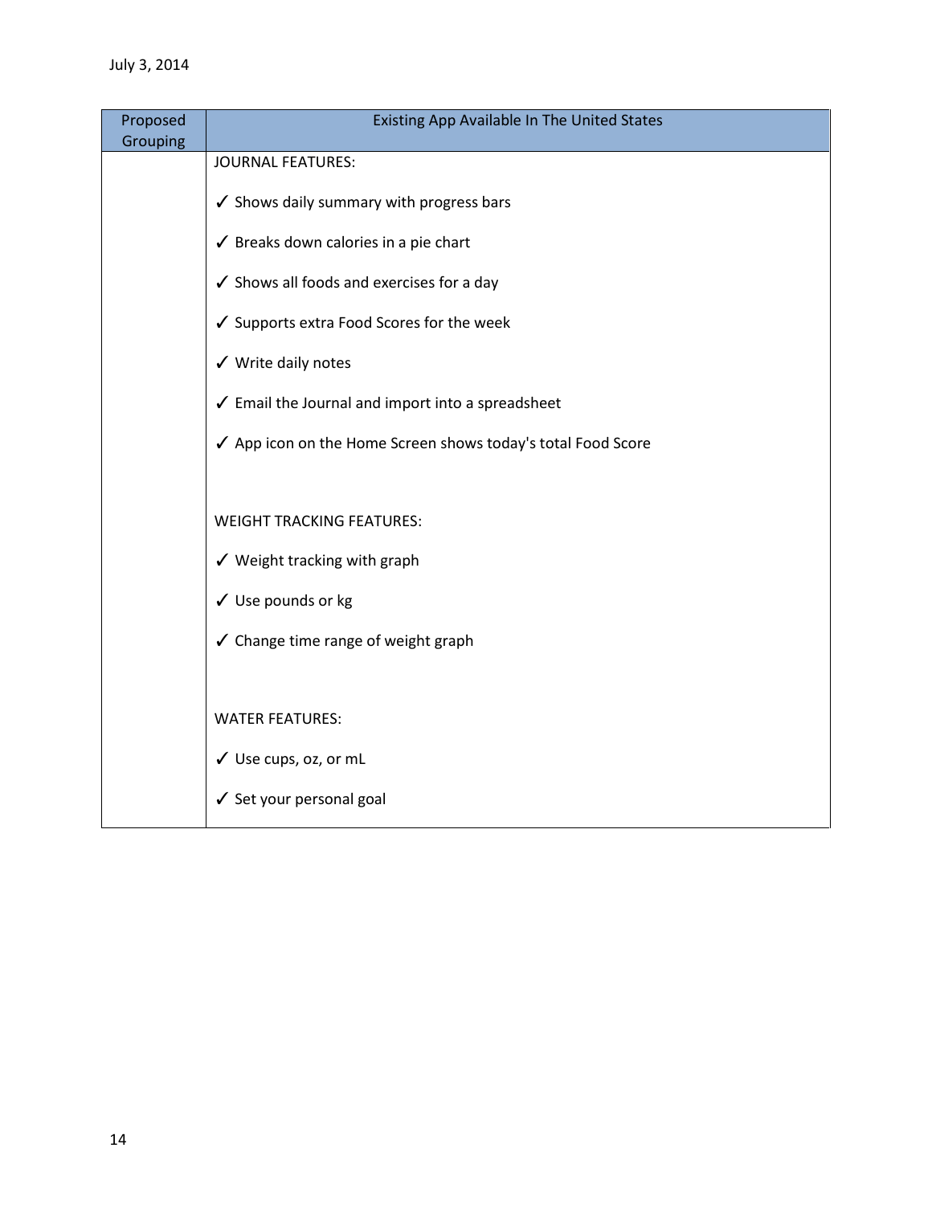| Proposed Grouping | Existing App Available In The United States |
|---|---|
| | JOURNAL FEATURES:<br><br>✓ Shows daily summary with progress bars<br><br>✓ Breaks down calories in a pie chart<br><br>✓ Shows all foods and exercises for a day<br><br>✓ Supports extra Food Scores for the week<br><br>✓ Write daily notes<br><br>✓ Email the Journal and import into a spreadsheet<br><br>✓ App icon on the Home Screen shows today's total Food Score<br><br><br>WEIGHT TRACKING FEATURES:<br><br>✓ Weight tracking with graph<br><br>✓ Use pounds or kg<br><br>✓ Change time range of weight graph<br><br><br>WATER FEATURES:<br><br>✓ Use cups, oz, or mL<br><br>✓ Set your personal goal |